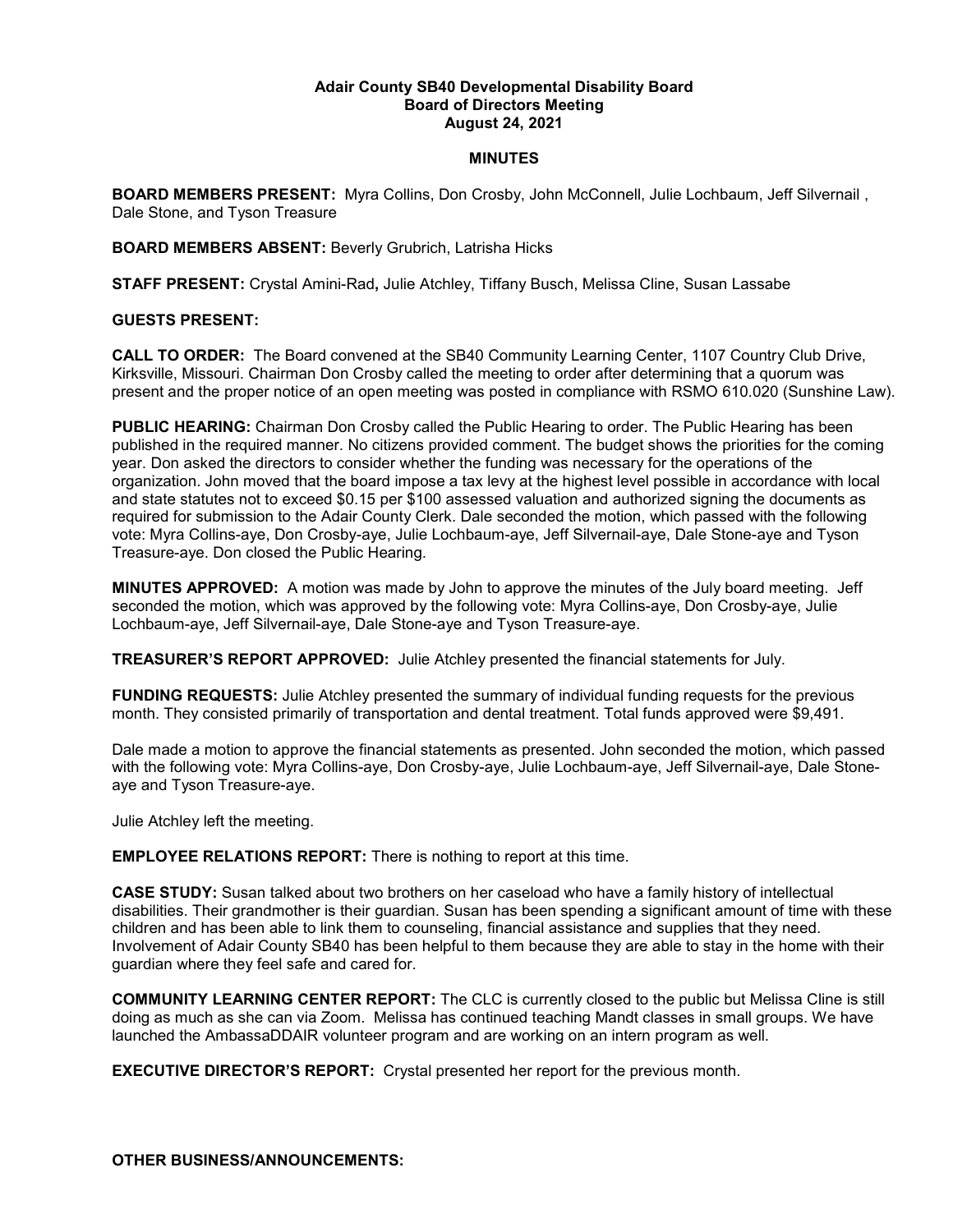**Adair County SB40 Developmental Disability Board**
**Board of Directors Meeting**
**August 24, 2021**

**MINUTES**

**BOARD MEMBERS PRESENT:** Myra Collins, Don Crosby, John McConnell, Julie Lochbaum, Jeff Silvernail , Dale Stone, and Tyson Treasure

**BOARD MEMBERS ABSENT:** Beverly Grubrich, Latrisha Hicks

**STAFF PRESENT:** Crystal Amini-Rad**,** Julie Atchley, Tiffany Busch, Melissa Cline, Susan Lassabe

**GUESTS PRESENT:**

**CALL TO ORDER:** The Board convened at the SB40 Community Learning Center, 1107 Country Club Drive, Kirksville, Missouri. Chairman Don Crosby called the meeting to order after determining that a quorum was present and the proper notice of an open meeting was posted in compliance with RSMO 610.020 (Sunshine Law).

**PUBLIC HEARING:** Chairman Don Crosby called the Public Hearing to order. The Public Hearing has been published in the required manner. No citizens provided comment. The budget shows the priorities for the coming year. Don asked the directors to consider whether the funding was necessary for the operations of the organization. John moved that the board impose a tax levy at the highest level possible in accordance with local and state statutes not to exceed $0.15 per $100 assessed valuation and authorized signing the documents as required for submission to the Adair County Clerk. Dale seconded the motion, which passed with the following vote: Myra Collins-aye, Don Crosby-aye, Julie Lochbaum-aye, Jeff Silvernail-aye, Dale Stone-aye and Tyson Treasure-aye. Don closed the Public Hearing.

**MINUTES APPROVED:** A motion was made by John to approve the minutes of the July board meeting. Jeff seconded the motion, which was approved by the following vote: Myra Collins-aye, Don Crosby-aye, Julie Lochbaum-aye, Jeff Silvernail-aye, Dale Stone-aye and Tyson Treasure-aye.

**TREASURER'S REPORT APPROVED:** Julie Atchley presented the financial statements for July.

**FUNDING REQUESTS:** Julie Atchley presented the summary of individual funding requests for the previous month. They consisted primarily of transportation and dental treatment. Total funds approved were $9,491.

Dale made a motion to approve the financial statements as presented. John seconded the motion, which passed with the following vote: Myra Collins-aye, Don Crosby-aye, Julie Lochbaum-aye, Jeff Silvernail-aye, Dale Stone-aye and Tyson Treasure-aye.

Julie Atchley left the meeting.

**EMPLOYEE RELATIONS REPORT:** There is nothing to report at this time.

**CASE STUDY:** Susan talked about two brothers on her caseload who have a family history of intellectual disabilities. Their grandmother is their guardian. Susan has been spending a significant amount of time with these children and has been able to link them to counseling, financial assistance and supplies that they need. Involvement of Adair County SB40 has been helpful to them because they are able to stay in the home with their guardian where they feel safe and cared for.

**COMMUNITY LEARNING CENTER REPORT:** The CLC is currently closed to the public but Melissa Cline is still doing as much as she can via Zoom. Melissa has continued teaching Mandt classes in small groups. We have launched the AmbassaDDAIR volunteer program and are working on an intern program as well.

**EXECUTIVE DIRECTOR'S REPORT:** Crystal presented her report for the previous month.

**OTHER BUSINESS/ANNOUNCEMENTS:**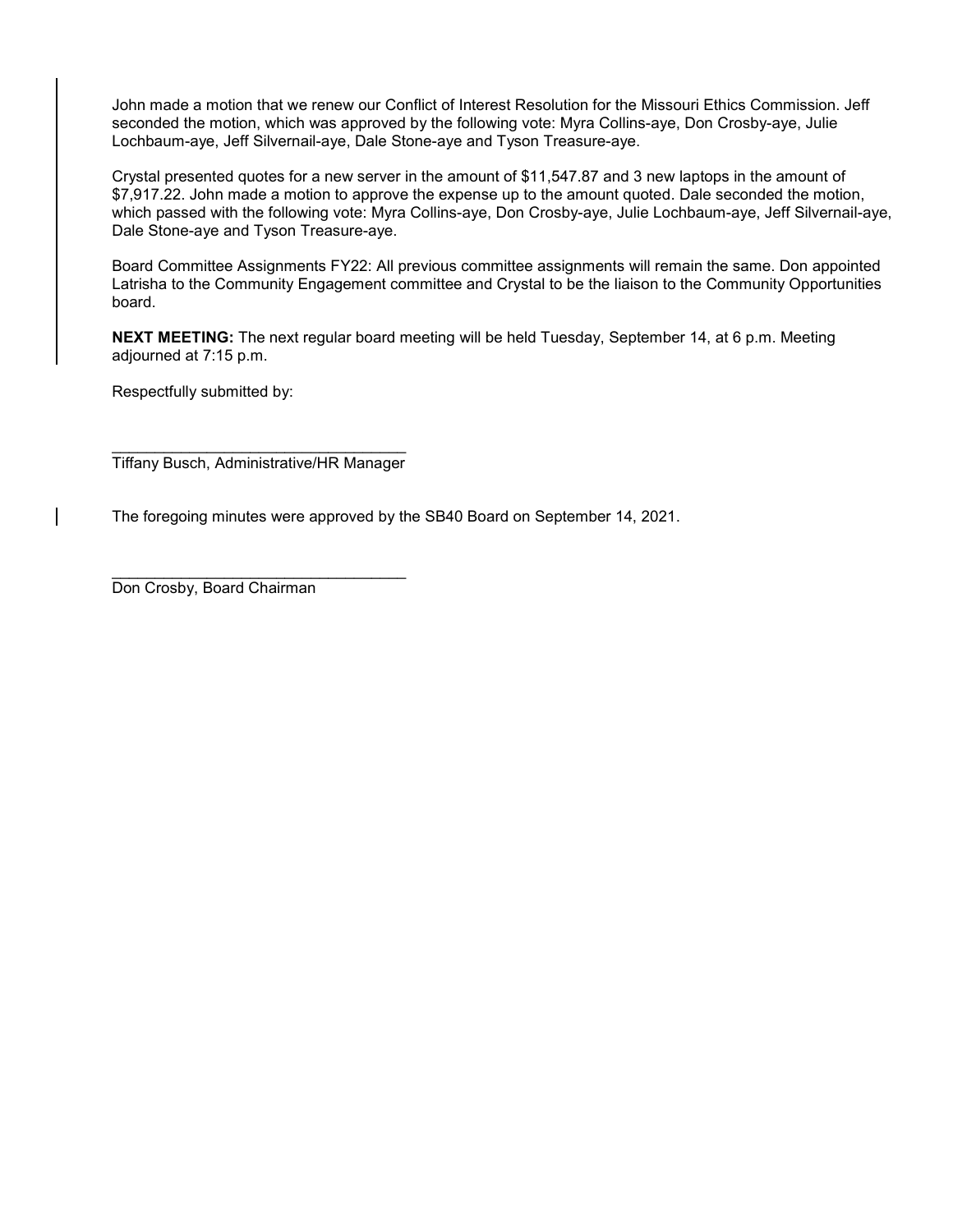John made a motion that we renew our Conflict of Interest Resolution for the Missouri Ethics Commission. Jeff seconded the motion, which was approved by the following vote: Myra Collins-aye, Don Crosby-aye, Julie Lochbaum-aye, Jeff Silvernail-aye, Dale Stone-aye and Tyson Treasure-aye.

Crystal presented quotes for a new server in the amount of $11,547.87 and 3 new laptops in the amount of $7,917.22. John made a motion to approve the expense up to the amount quoted. Dale seconded the motion, which passed with the following vote: Myra Collins-aye, Don Crosby-aye, Julie Lochbaum-aye, Jeff Silvernail-aye, Dale Stone-aye and Tyson Treasure-aye.

Board Committee Assignments FY22: All previous committee assignments will remain the same. Don appointed Latrisha to the Community Engagement committee and Crystal to be the liaison to the Community Opportunities board.

**NEXT MEETING:** The next regular board meeting will be held Tuesday, September 14, at 6 p.m. Meeting adjourned at 7:15 p.m.

Respectfully submitted by:

___________________________________
Tiffany Busch, Administrative/HR Manager

The foregoing minutes were approved by the SB40 Board on September 14, 2021.

___________________________________
Don Crosby, Board Chairman